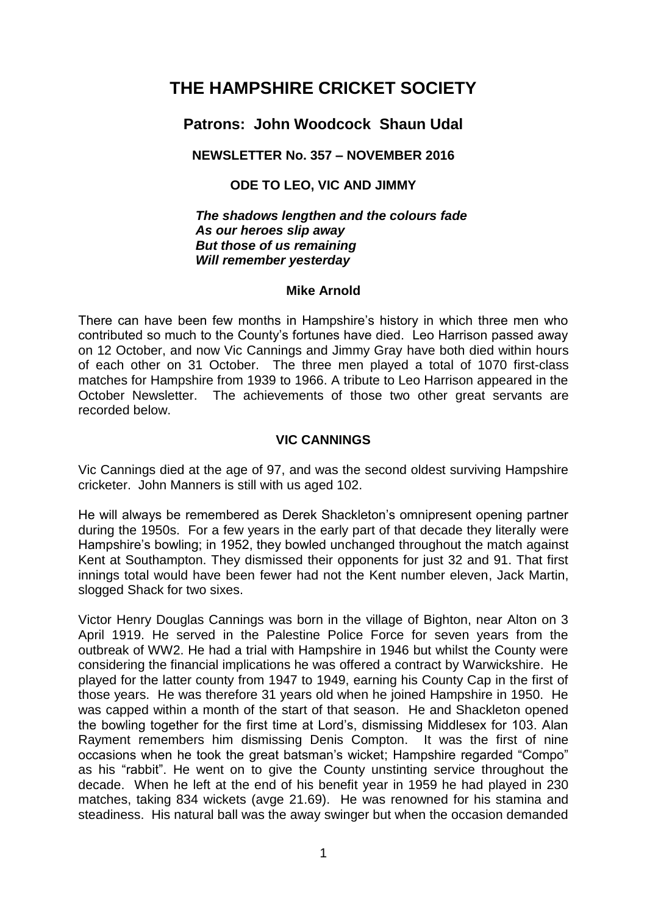# THE HAMPSHIRE CRICKET SOCIETY

## Patrons: John Woodcock Shaun Udal

### NEWSLETTER No. 357 – NOVEMBER 2016

### ODE TO LEO, VIC AND JIMMY

***The shadows lengthen and the colours fade***
***As our heroes slip away***
***But those of us remaining***
***Will remember yesterday***

**Mike Arnold**

There can have been few months in Hampshire's history in which three men who contributed so much to the County's fortunes have died. Leo Harrison passed away on 12 October, and now Vic Cannings and Jimmy Gray have both died within hours of each other on 31 October. The three men played a total of 1070 first-class matches for Hampshire from 1939 to 1966. A tribute to Leo Harrison appeared in the October Newsletter. The achievements of those two other great servants are recorded below.

### VIC CANNINGS

Vic Cannings died at the age of 97, and was the second oldest surviving Hampshire cricketer. John Manners is still with us aged 102.

He will always be remembered as Derek Shackleton's omnipresent opening partner during the 1950s. For a few years in the early part of that decade they literally were Hampshire's bowling; in 1952, they bowled unchanged throughout the match against Kent at Southampton. They dismissed their opponents for just 32 and 91. That first innings total would have been fewer had not the Kent number eleven, Jack Martin, slogged Shack for two sixes.

Victor Henry Douglas Cannings was born in the village of Bighton, near Alton on 3 April 1919. He served in the Palestine Police Force for seven years from the outbreak of WW2. He had a trial with Hampshire in 1946 but whilst the County were considering the financial implications he was offered a contract by Warwickshire. He played for the latter county from 1947 to 1949, earning his County Cap in the first of those years. He was therefore 31 years old when he joined Hampshire in 1950. He was capped within a month of the start of that season. He and Shackleton opened the bowling together for the first time at Lord's, dismissing Middlesex for 103. Alan Rayment remembers him dismissing Denis Compton. It was the first of nine occasions when he took the great batsman's wicket; Hampshire regarded "Compo" as his "rabbit". He went on to give the County unstinting service throughout the decade. When he left at the end of his benefit year in 1959 he had played in 230 matches, taking 834 wickets (avge 21.69). He was renowned for his stamina and steadiness. His natural ball was the away swinger but when the occasion demanded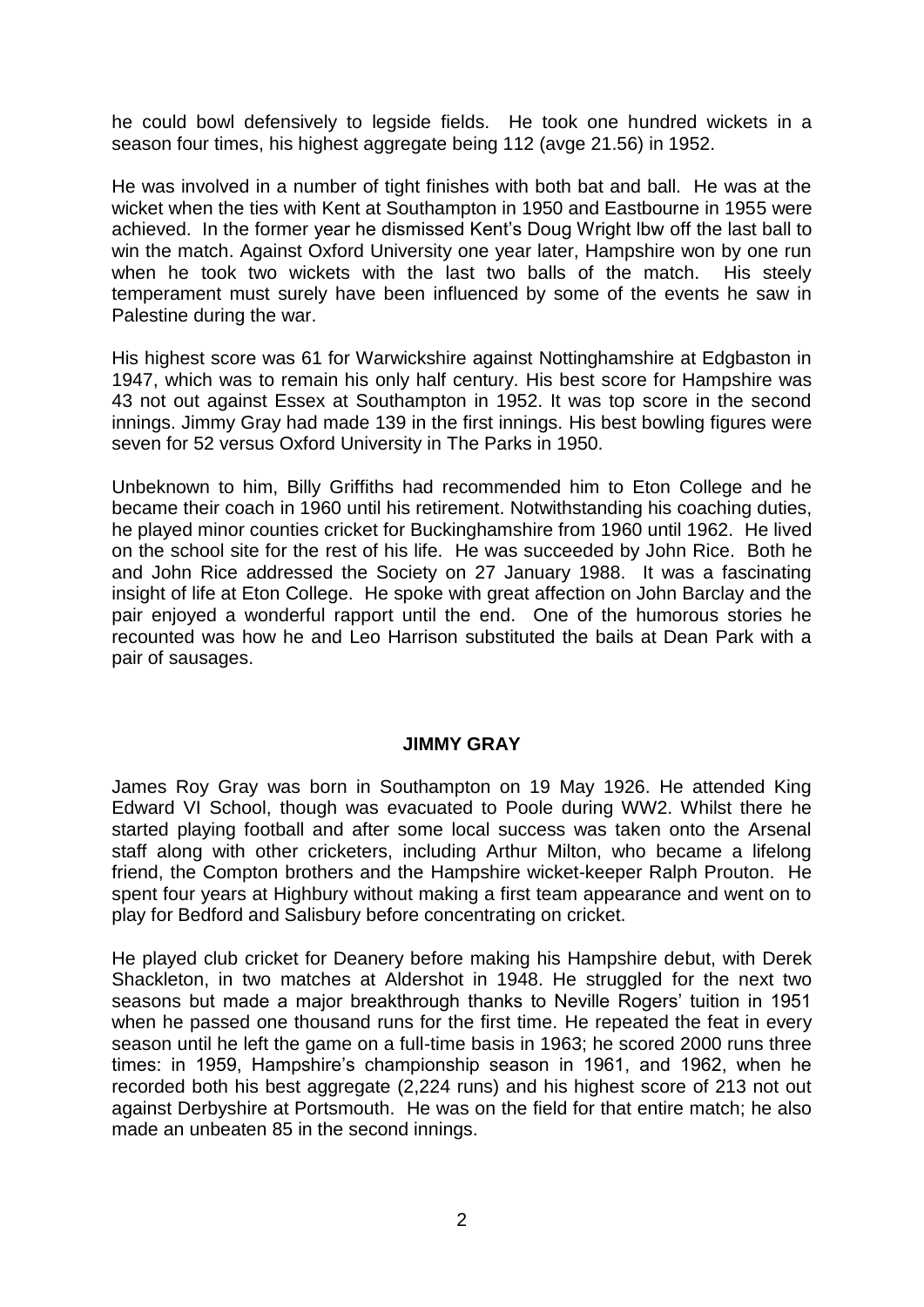he could bowl defensively to legside fields. He took one hundred wickets in a season four times, his highest aggregate being 112 (avge 21.56) in 1952.

He was involved in a number of tight finishes with both bat and ball. He was at the wicket when the ties with Kent at Southampton in 1950 and Eastbourne in 1955 were achieved. In the former year he dismissed Kent's Doug Wright lbw off the last ball to win the match. Against Oxford University one year later, Hampshire won by one run when he took two wickets with the last two balls of the match. His steely temperament must surely have been influenced by some of the events he saw in Palestine during the war.

His highest score was 61 for Warwickshire against Nottinghamshire at Edgbaston in 1947, which was to remain his only half century. His best score for Hampshire was 43 not out against Essex at Southampton in 1952. It was top score in the second innings. Jimmy Gray had made 139 in the first innings. His best bowling figures were seven for 52 versus Oxford University in The Parks in 1950.

Unbeknown to him, Billy Griffiths had recommended him to Eton College and he became their coach in 1960 until his retirement. Notwithstanding his coaching duties, he played minor counties cricket for Buckinghamshire from 1960 until 1962. He lived on the school site for the rest of his life. He was succeeded by John Rice. Both he and John Rice addressed the Society on 27 January 1988. It was a fascinating insight of life at Eton College. He spoke with great affection on John Barclay and the pair enjoyed a wonderful rapport until the end. One of the humorous stories he recounted was how he and Leo Harrison substituted the bails at Dean Park with a pair of sausages.

## JIMMY GRAY

James Roy Gray was born in Southampton on 19 May 1926. He attended King Edward VI School, though was evacuated to Poole during WW2. Whilst there he started playing football and after some local success was taken onto the Arsenal staff along with other cricketers, including Arthur Milton, who became a lifelong friend, the Compton brothers and the Hampshire wicket-keeper Ralph Prouton. He spent four years at Highbury without making a first team appearance and went on to play for Bedford and Salisbury before concentrating on cricket.

He played club cricket for Deanery before making his Hampshire debut, with Derek Shackleton, in two matches at Aldershot in 1948. He struggled for the next two seasons but made a major breakthrough thanks to Neville Rogers' tuition in 1951 when he passed one thousand runs for the first time. He repeated the feat in every season until he left the game on a full-time basis in 1963; he scored 2000 runs three times: in 1959, Hampshire's championship season in 1961, and 1962, when he recorded both his best aggregate (2,224 runs) and his highest score of 213 not out against Derbyshire at Portsmouth. He was on the field for that entire match; he also made an unbeaten 85 in the second innings.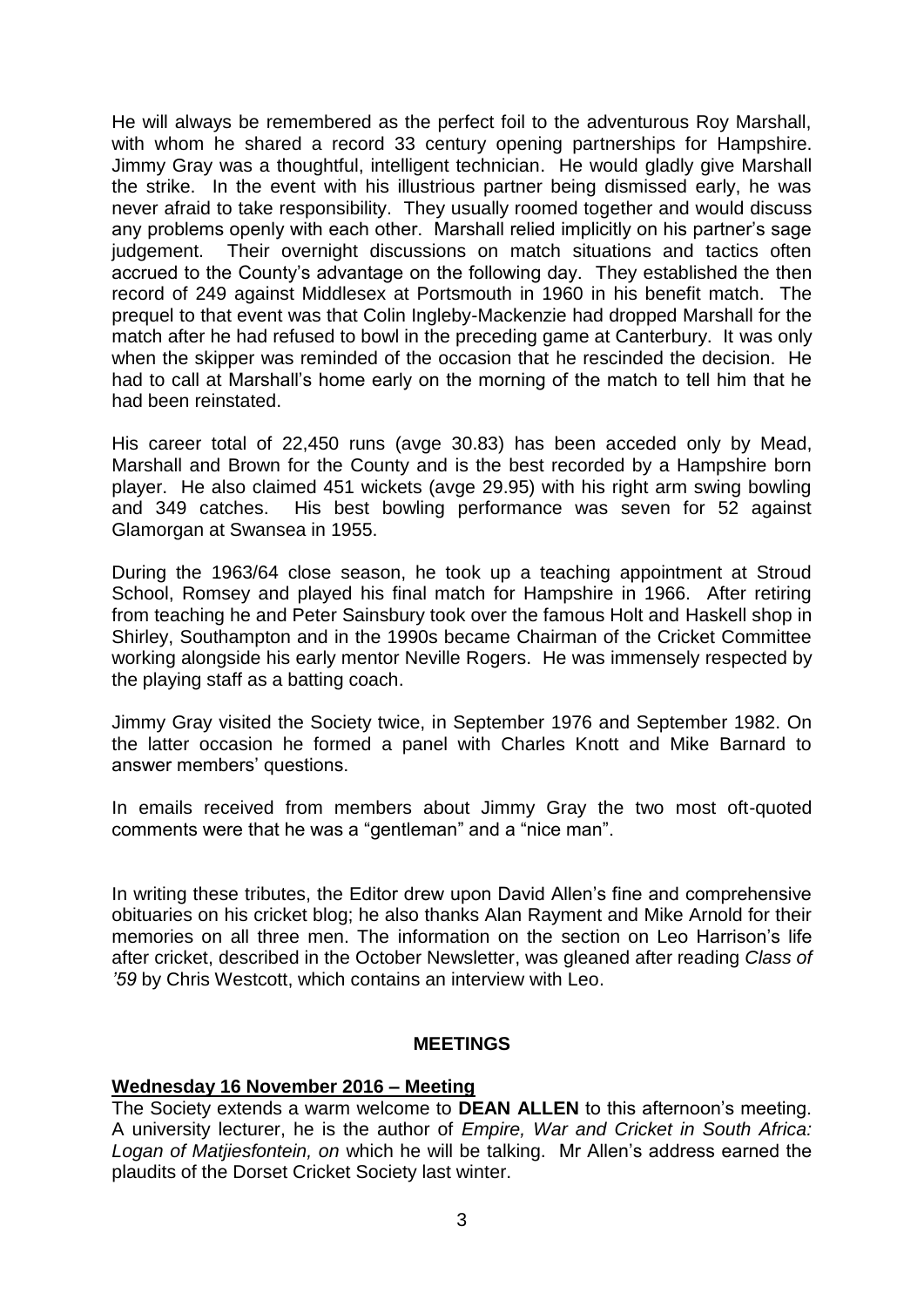He will always be remembered as the perfect foil to the adventurous Roy Marshall, with whom he shared a record 33 century opening partnerships for Hampshire. Jimmy Gray was a thoughtful, intelligent technician. He would gladly give Marshall the strike. In the event with his illustrious partner being dismissed early, he was never afraid to take responsibility. They usually roomed together and would discuss any problems openly with each other. Marshall relied implicitly on his partner's sage judgement. Their overnight discussions on match situations and tactics often accrued to the County's advantage on the following day. They established the then record of 249 against Middlesex at Portsmouth in 1960 in his benefit match. The prequel to that event was that Colin Ingleby-Mackenzie had dropped Marshall for the match after he had refused to bowl in the preceding game at Canterbury. It was only when the skipper was reminded of the occasion that he rescinded the decision. He had to call at Marshall's home early on the morning of the match to tell him that he had been reinstated.

His career total of 22,450 runs (avge 30.83) has been acceded only by Mead, Marshall and Brown for the County and is the best recorded by a Hampshire born player. He also claimed 451 wickets (avge 29.95) with his right arm swing bowling and 349 catches. His best bowling performance was seven for 52 against Glamorgan at Swansea in 1955.

During the 1963/64 close season, he took up a teaching appointment at Stroud School, Romsey and played his final match for Hampshire in 1966. After retiring from teaching he and Peter Sainsbury took over the famous Holt and Haskell shop in Shirley, Southampton and in the 1990s became Chairman of the Cricket Committee working alongside his early mentor Neville Rogers. He was immensely respected by the playing staff as a batting coach.

Jimmy Gray visited the Society twice, in September 1976 and September 1982. On the latter occasion he formed a panel with Charles Knott and Mike Barnard to answer members' questions.

In emails received from members about Jimmy Gray the two most oft-quoted comments were that he was a "gentleman" and a "nice man".

In writing these tributes, the Editor drew upon David Allen's fine and comprehensive obituaries on his cricket blog; he also thanks Alan Rayment and Mike Arnold for their memories on all three men. The information on the section on Leo Harrison's life after cricket, described in the October Newsletter, was gleaned after reading *Class of '59* by Chris Westcott, which contains an interview with Leo.

## MEETINGS

**Wednesday 16 November 2016 – Meeting**

The Society extends a warm welcome to **DEAN ALLEN** to this afternoon's meeting. A university lecturer, he is the author of *Empire, War and Cricket in South Africa: Logan of Matjiesfontein, on* which he will be talking. Mr Allen's address earned the plaudits of the Dorset Cricket Society last winter.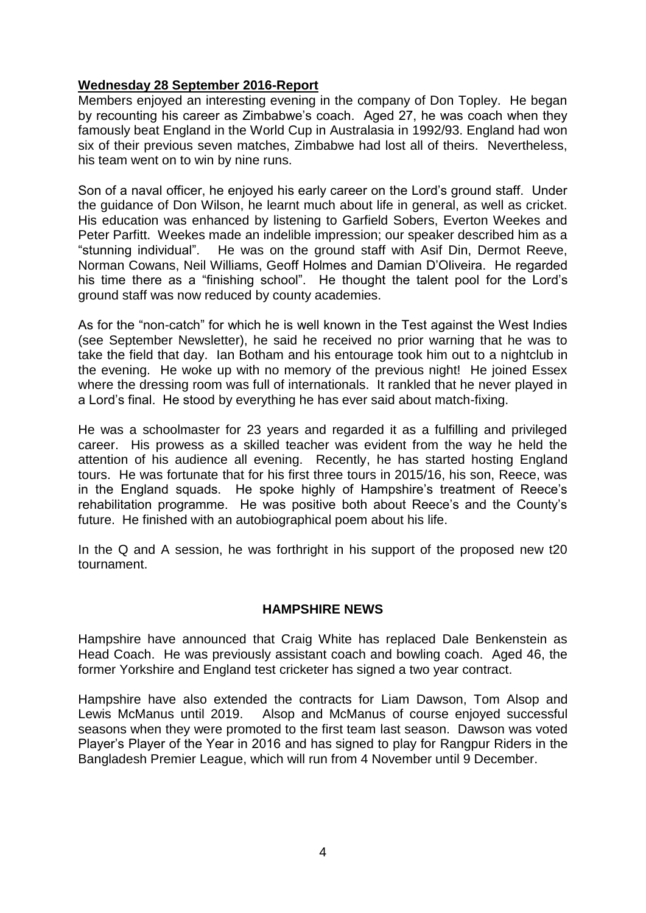**Wednesday 28 September 2016-Report**

Members enjoyed an interesting evening in the company of Don Topley. He began by recounting his career as Zimbabwe's coach. Aged 27, he was coach when they famously beat England in the World Cup in Australasia in 1992/93. England had won six of their previous seven matches, Zimbabwe had lost all of theirs. Nevertheless, his team went on to win by nine runs.

Son of a naval officer, he enjoyed his early career on the Lord's ground staff. Under the guidance of Don Wilson, he learnt much about life in general, as well as cricket. His education was enhanced by listening to Garfield Sobers, Everton Weekes and Peter Parfitt. Weekes made an indelible impression; our speaker described him as a "stunning individual". He was on the ground staff with Asif Din, Dermot Reeve, Norman Cowans, Neil Williams, Geoff Holmes and Damian D'Oliveira. He regarded his time there as a "finishing school". He thought the talent pool for the Lord's ground staff was now reduced by county academies.

As for the "non-catch" for which he is well known in the Test against the West Indies (see September Newsletter), he said he received no prior warning that he was to take the field that day. Ian Botham and his entourage took him out to a nightclub in the evening. He woke up with no memory of the previous night! He joined Essex where the dressing room was full of internationals. It rankled that he never played in a Lord's final. He stood by everything he has ever said about match-fixing.

He was a schoolmaster for 23 years and regarded it as a fulfilling and privileged career. His prowess as a skilled teacher was evident from the way he held the attention of his audience all evening. Recently, he has started hosting England tours. He was fortunate that for his first three tours in 2015/16, his son, Reece, was in the England squads. He spoke highly of Hampshire's treatment of Reece's rehabilitation programme. He was positive both about Reece's and the County's future. He finished with an autobiographical poem about his life.

In the Q and A session, he was forthright in his support of the proposed new t20 tournament.

## HAMPSHIRE NEWS

Hampshire have announced that Craig White has replaced Dale Benkenstein as Head Coach. He was previously assistant coach and bowling coach. Aged 46, the former Yorkshire and England test cricketer has signed a two year contract.

Hampshire have also extended the contracts for Liam Dawson, Tom Alsop and Lewis McManus until 2019. Alsop and McManus of course enjoyed successful seasons when they were promoted to the first team last season. Dawson was voted Player's Player of the Year in 2016 and has signed to play for Rangpur Riders in the Bangladesh Premier League, which will run from 4 November until 9 December.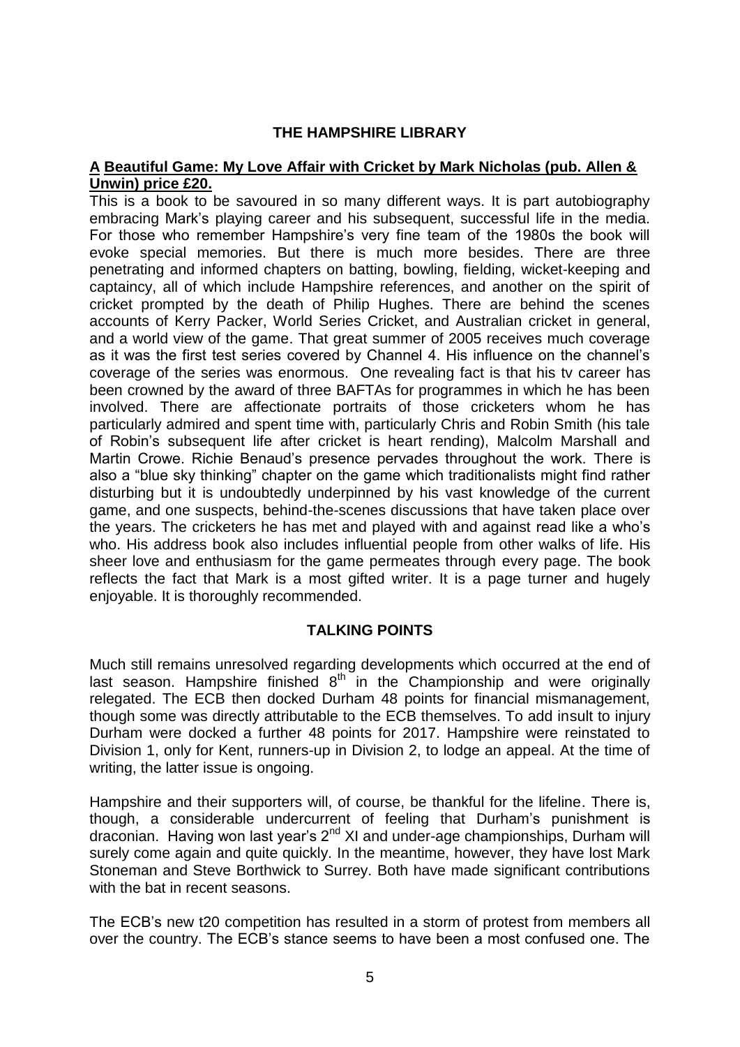## THE HAMPSHIRE LIBRARY

**A Beautiful Game: My Love Affair with Cricket by Mark Nicholas (pub. Allen & Unwin) price £20.**

This is a book to be savoured in so many different ways. It is part autobiography embracing Mark's playing career and his subsequent, successful life in the media. For those who remember Hampshire's very fine team of the 1980s the book will evoke special memories. But there is much more besides. There are three penetrating and informed chapters on batting, bowling, fielding, wicket-keeping and captaincy, all of which include Hampshire references, and another on the spirit of cricket prompted by the death of Philip Hughes. There are behind the scenes accounts of Kerry Packer, World Series Cricket, and Australian cricket in general, and a world view of the game. That great summer of 2005 receives much coverage as it was the first test series covered by Channel 4. His influence on the channel's coverage of the series was enormous. One revealing fact is that his tv career has been crowned by the award of three BAFTAs for programmes in which he has been involved. There are affectionate portraits of those cricketers whom he has particularly admired and spent time with, particularly Chris and Robin Smith (his tale of Robin's subsequent life after cricket is heart rending), Malcolm Marshall and Martin Crowe. Richie Benaud's presence pervades throughout the work. There is also a "blue sky thinking" chapter on the game which traditionalists might find rather disturbing but it is undoubtedly underpinned by his vast knowledge of the current game, and one suspects, behind-the-scenes discussions that have taken place over the years. The cricketers he has met and played with and against read like a who's who. His address book also includes influential people from other walks of life. His sheer love and enthusiasm for the game permeates through every page. The book reflects the fact that Mark is a most gifted writer. It is a page turner and hugely enjoyable. It is thoroughly recommended.

## TALKING POINTS

Much still remains unresolved regarding developments which occurred at the end of last season. Hampshire finished 8th in the Championship and were originally relegated. The ECB then docked Durham 48 points for financial mismanagement, though some was directly attributable to the ECB themselves. To add insult to injury Durham were docked a further 48 points for 2017. Hampshire were reinstated to Division 1, only for Kent, runners-up in Division 2, to lodge an appeal. At the time of writing, the latter issue is ongoing.

Hampshire and their supporters will, of course, be thankful for the lifeline. There is, though, a considerable undercurrent of feeling that Durham's punishment is draconian. Having won last year's 2nd XI and under-age championships, Durham will surely come again and quite quickly. In the meantime, however, they have lost Mark Stoneman and Steve Borthwick to Surrey. Both have made significant contributions with the bat in recent seasons.

The ECB's new t20 competition has resulted in a storm of protest from members all over the country. The ECB's stance seems to have been a most confused one. The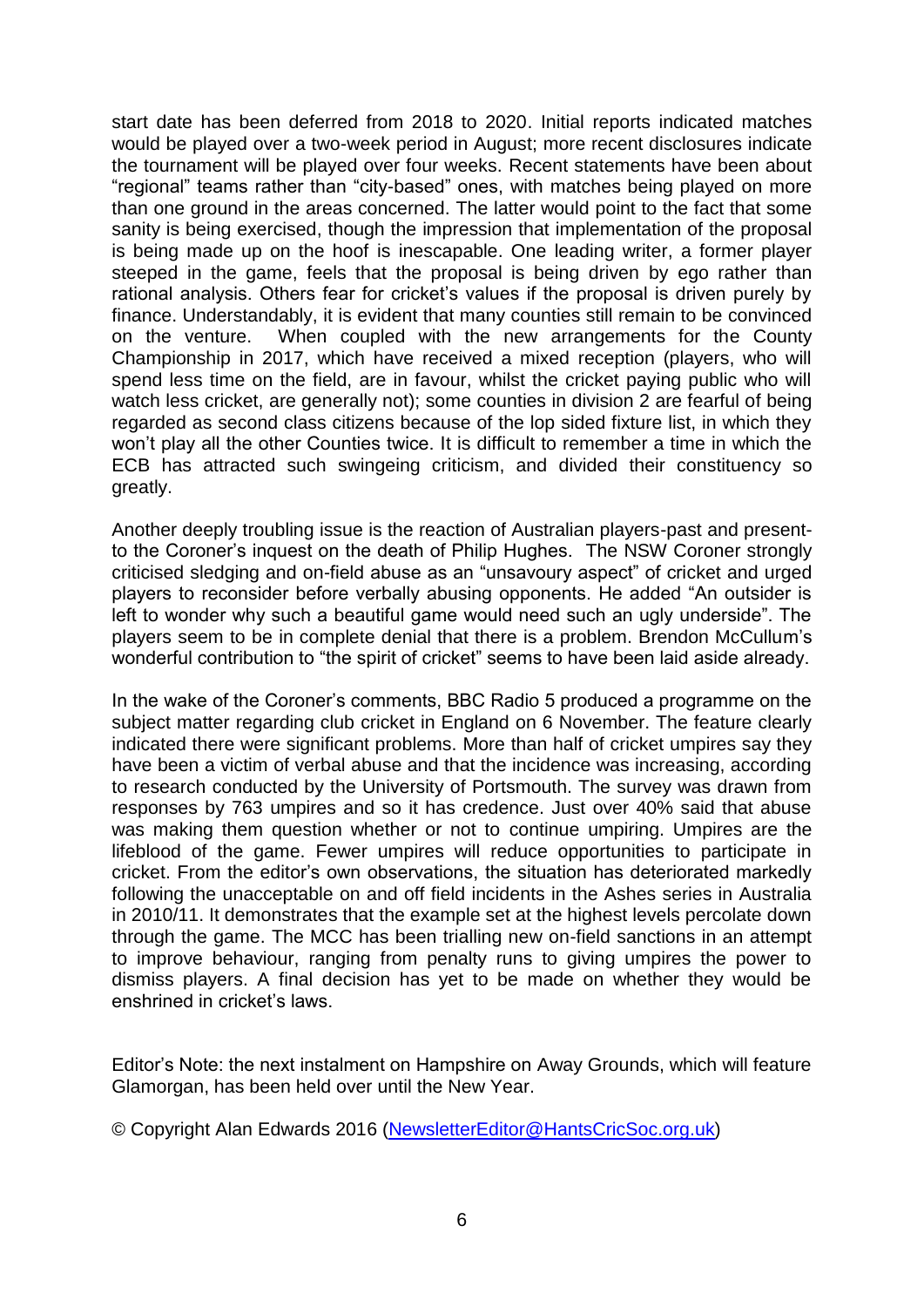start date has been deferred from 2018 to 2020. Initial reports indicated matches would be played over a two-week period in August; more recent disclosures indicate the tournament will be played over four weeks. Recent statements have been about "regional" teams rather than "city-based" ones, with matches being played on more than one ground in the areas concerned. The latter would point to the fact that some sanity is being exercised, though the impression that implementation of the proposal is being made up on the hoof is inescapable. One leading writer, a former player steeped in the game, feels that the proposal is being driven by ego rather than rational analysis. Others fear for cricket's values if the proposal is driven purely by finance. Understandably, it is evident that many counties still remain to be convinced on the venture. When coupled with the new arrangements for the County Championship in 2017, which have received a mixed reception (players, who will spend less time on the field, are in favour, whilst the cricket paying public who will watch less cricket, are generally not); some counties in division 2 are fearful of being regarded as second class citizens because of the lop sided fixture list, in which they won't play all the other Counties twice. It is difficult to remember a time in which the ECB has attracted such swingeing criticism, and divided their constituency so greatly.

Another deeply troubling issue is the reaction of Australian players-past and present-to the Coroner's inquest on the death of Philip Hughes. The NSW Coroner strongly criticised sledging and on-field abuse as an "unsavoury aspect" of cricket and urged players to reconsider before verbally abusing opponents. He added "An outsider is left to wonder why such a beautiful game would need such an ugly underside". The players seem to be in complete denial that there is a problem. Brendon McCullum's wonderful contribution to "the spirit of cricket" seems to have been laid aside already.

In the wake of the Coroner's comments, BBC Radio 5 produced a programme on the subject matter regarding club cricket in England on 6 November. The feature clearly indicated there were significant problems. More than half of cricket umpires say they have been a victim of verbal abuse and that the incidence was increasing, according to research conducted by the University of Portsmouth. The survey was drawn from responses by 763 umpires and so it has credence. Just over 40% said that abuse was making them question whether or not to continue umpiring. Umpires are the lifeblood of the game. Fewer umpires will reduce opportunities to participate in cricket. From the editor's own observations, the situation has deteriorated markedly following the unacceptable on and off field incidents in the Ashes series in Australia in 2010/11. It demonstrates that the example set at the highest levels percolate down through the game. The MCC has been trialling new on-field sanctions in an attempt to improve behaviour, ranging from penalty runs to giving umpires the power to dismiss players. A final decision has yet to be made on whether they would be enshrined in cricket's laws.

Editor's Note: the next instalment on Hampshire on Away Grounds, which will feature Glamorgan, has been held over until the New Year.

© Copyright Alan Edwards 2016 (NewsletterEditor@HantsCricSoc.org.uk)